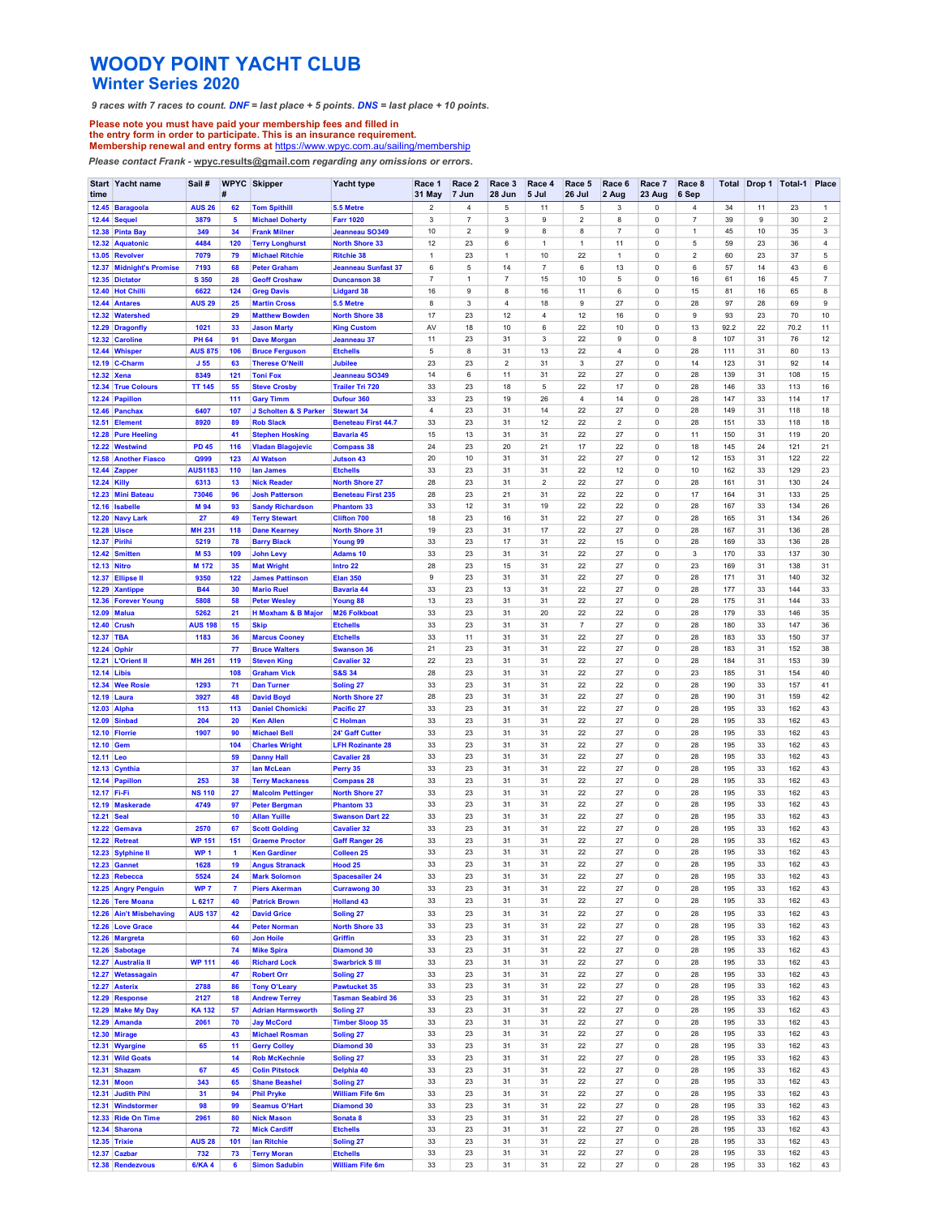# WOODY POINT YACHT CLUB

## Winter Series 2020

*9 races with 7 races to count. DNF = last place + 5 points. DNS = last place + 10 points.*

**Please note you must have paid your membership fees and filled in the entry form in order to participate. This is an insurance requirement. Membership renewal and entry forms at https://www.wpyc.com.au/sailing/membership**

*Please contact Frank - wpyc.results@gmail.com regarding any omissions or errors.*

| Start time | Yacht name | Sail # | WPYC # | Skipper | Yacht type | Race 1 31 May | Race 2 7 Jun | Race 3 28 Jun | Race 4 5 Jul | Race 5 26 Jul | Race 6 2 Aug | Race 7 23 Aug | Race 8 6 Sep | Total | Drop 1 | Total-1 | Place |
|---|---|---|---|---|---|---|---|---|---|---|---|---|---|---|---|---|---|
| 12.45 | Baragoola | AUS 26 | 62 | Tom Spithill | 5.5 Metre | 2 | 4 | 5 | 11 | 5 | 3 | 0 | 4 | 34 | 11 | 23 | 1 |
| 12.44 | Sequel | 3879 | 5 | Michael Doherty | Farr 1020 | 3 | 7 | 3 | 9 | 2 | 8 | 0 | 7 | 39 | 9 | 30 | 2 |
| 12.38 | Pinta Bay | 349 | 34 | Frank Milner | Jeanneau SO349 | 10 | 2 | 9 | 8 | 8 | 7 | 0 | 1 | 45 | 10 | 35 | 3 |
| 12.32 | Aquatonic | 4484 | 120 | Terry Longhurst | North Shore 33 | 12 | 23 | 6 | 1 | 1 | 11 | 0 | 5 | 59 | 23 | 36 | 4 |
| 13.05 | Revolver | 7079 | 79 | Michael Ritchie | Ritchie 38 | 1 | 23 | 1 | 10 | 22 | 1 | 0 | 2 | 60 | 23 | 37 | 5 |
| 12.37 | Midnight's Promise | 7193 | 68 | Peter Graham | Jeanneau Sunfast 37 | 6 | 5 | 14 | 7 | 6 | 13 | 0 | 6 | 57 | 14 | 43 | 6 |
| 12.35 | Dictator | S 350 | 28 | Geoff Croshaw | Duncanson 38 | 7 | 1 | 7 | 15 | 10 | 5 | 0 | 16 | 61 | 16 | 45 | 7 |
| 12.40 | Hot Chilli | 6622 | 124 | Greg Davis | Lidgard 38 | 16 | 9 | 8 | 16 | 11 | 6 | 0 | 15 | 81 | 16 | 65 | 8 |
| 12.44 | Antares | AUS 29 | 25 | Martin Cross | 5.5 Metre | 8 | 3 | 4 | 18 | 9 | 27 | 0 | 28 | 97 | 28 | 69 | 9 |
| 12.32 | Watershed | | 29 | Matthew Bowden | North Shore 38 | 17 | 23 | 12 | 4 | 12 | 16 | 0 | 9 | 93 | 23 | 70 | 10 |
| 12.29 | Dragonfly | 1021 | 33 | Jason Marty | King Custom | AV | 18 | 10 | 6 | 22 | 10 | 0 | 13 | 92.2 | 22 | 70.2 | 11 |
| 12.32 | Caroline | PH 64 | 91 | Dave Morgan | Jeanneau 37 | 11 | 23 | 31 | 3 | 22 | 9 | 0 | 8 | 107 | 31 | 76 | 12 |
| 12.44 | Whisper | AUS 875 | 106 | Bruce Ferguson | Etchells | 5 | 8 | 31 | 13 | 22 | 4 | 0 | 28 | 111 | 31 | 80 | 13 |
| 12.19 | C-Charm | J 55 | 63 | Therese O'Neill | Jubilee | 23 | 23 | 2 | 31 | 3 | 27 | 0 | 14 | 123 | 31 | 92 | 14 |
| 12.32 | Xena | 8349 | 121 | Toni Fox | Jeanneau SO349 | 14 | 6 | 11 | 31 | 22 | 27 | 0 | 28 | 139 | 31 | 108 | 15 |
| 12.34 | True Colours | TT 145 | 55 | Steve Crosby | Trailer Tri 720 | 33 | 23 | 18 | 5 | 22 | 17 | 0 | 28 | 146 | 33 | 113 | 16 |
| 12.24 | Papillon | | 111 | Gary Timm | Dufour 360 | 33 | 23 | 19 | 26 | 4 | 14 | 0 | 28 | 147 | 33 | 114 | 17 |
| 12.46 | Panchax | 6407 | 107 | J Scholten & S Parker | Stewart 34 | 4 | 23 | 31 | 14 | 22 | 27 | 0 | 28 | 149 | 31 | 118 | 18 |
| 12.51 | Element | 8920 | 89 | Rob Slack | Beneteau First 44.7 | 33 | 23 | 31 | 12 | 22 | 2 | 0 | 28 | 151 | 33 | 118 | 18 |
| 12.28 | Pure Heeling | | 41 | Stephen Hosking | Bavaria 45 | 15 | 13 | 31 | 31 | 22 | 27 | 0 | 11 | 150 | 31 | 119 | 20 |
| 12.22 | Westwind | PD 45 | 116 | Vladan Blagojevic | Compass 38 | 24 | 23 | 20 | 21 | 17 | 22 | 0 | 18 | 145 | 24 | 121 | 21 |
| 12.58 | Another Fiasco | Q999 | 123 | Al Watson | Jutson 43 | 20 | 10 | 31 | 31 | 22 | 27 | 0 | 12 | 153 | 31 | 122 | 22 |
| 12.44 | Zapper | AUS1183 | 110 | Ian James | Etchells | 33 | 23 | 31 | 31 | 22 | 12 | 0 | 10 | 162 | 33 | 129 | 23 |
| 12.24 | Killy | 6313 | 13 | Nick Reader | North Shore 27 | 28 | 23 | 31 | 2 | 22 | 27 | 0 | 28 | 161 | 31 | 130 | 24 |
| 12.23 | Mini Bateau | 73046 | 96 | Josh Patterson | Beneteau First 235 | 28 | 23 | 21 | 31 | 22 | 22 | 0 | 17 | 164 | 31 | 133 | 25 |
| 12.16 | Isabelle | M 94 | 93 | Sandy Richardson | Phantom 33 | 33 | 12 | 31 | 19 | 22 | 22 | 0 | 28 | 167 | 33 | 134 | 26 |
| 12.20 | Navy Lark | 27 | 49 | Terry Stewart | Clifton 700 | 18 | 23 | 16 | 31 | 22 | 27 | 0 | 28 | 165 | 31 | 134 | 26 |
| 12.28 | Uisce | MH 231 | 118 | Dane Kearney | North Shore 31 | 19 | 23 | 31 | 17 | 22 | 27 | 0 | 28 | 167 | 31 | 136 | 28 |
| 12.37 | Pirihi | 5219 | 78 | Barry Black | Young 99 | 33 | 23 | 17 | 31 | 22 | 15 | 0 | 28 | 169 | 33 | 136 | 28 |
| 12.42 | Smitten | M 53 | 109 | John Levy | Adams 10 | 33 | 23 | 31 | 31 | 22 | 27 | 0 | 3 | 170 | 33 | 137 | 30 |
| 12.13 | Nitro | M 172 | 35 | Mat Wright | Intro 22 | 28 | 23 | 15 | 31 | 22 | 27 | 0 | 23 | 169 | 31 | 138 | 31 |
| 12.37 | Ellipse II | 9350 | 122 | James Pattinson | Elan 350 | 9 | 23 | 31 | 31 | 22 | 27 | 0 | 28 | 171 | 31 | 140 | 32 |
| 12.29 | Xantippe | B44 | 30 | Mario Ruel | Bavaria 44 | 33 | 23 | 13 | 31 | 22 | 27 | 0 | 28 | 177 | 33 | 144 | 33 |
| 12.36 | Forever Young | 5808 | 58 | Peter Wesley | Young 88 | 13 | 23 | 31 | 31 | 22 | 27 | 0 | 28 | 175 | 31 | 144 | 33 |
| 12.09 | Malua | 5262 | 21 | H Moxham & B Major | M26 Folkboat | 33 | 23 | 31 | 20 | 22 | 22 | 0 | 28 | 179 | 33 | 146 | 35 |
| 12.40 | Crush | AUS 198 | 15 | Skip | Etchells | 33 | 23 | 31 | 31 | 7 | 27 | 0 | 28 | 180 | 33 | 147 | 36 |
| 12.37 | TBA | 1183 | 36 | Marcus Cooney | Etchells | 33 | 11 | 31 | 31 | 22 | 27 | 0 | 28 | 183 | 33 | 150 | 37 |
| 12.24 | Ophir | | 77 | Bruce Walters | Swanson 36 | 21 | 23 | 31 | 31 | 22 | 27 | 0 | 28 | 183 | 31 | 152 | 38 |
| 12.21 | L'Orient II | MH 261 | 119 | Steven King | Cavalier 32 | 22 | 23 | 31 | 31 | 22 | 27 | 0 | 28 | 184 | 31 | 153 | 39 |
| 12.14 | Libis | | 108 | Graham Vick | S&S 34 | 28 | 23 | 31 | 31 | 22 | 27 | 0 | 23 | 185 | 31 | 154 | 40 |
| 12.34 | Wee Rosie | 1293 | 71 | Dan Turner | Soling 27 | 33 | 23 | 31 | 31 | 22 | 22 | 0 | 28 | 190 | 33 | 157 | 41 |
| 12.19 | Laura | 3927 | 48 | David Boyd | North Shore 27 | 28 | 23 | 31 | 31 | 22 | 27 | 0 | 28 | 190 | 31 | 159 | 42 |
| 12.03 | Alpha | 113 | 113 | Daniel Chomicki | Pacific 27 | 33 | 23 | 31 | 31 | 22 | 27 | 0 | 28 | 195 | 33 | 162 | 43 |
| 12.09 | Sinbad | 204 | 20 | Ken Allen | C Holman | 33 | 23 | 31 | 31 | 22 | 27 | 0 | 28 | 195 | 33 | 162 | 43 |
| 12.10 | Florrie | 1907 | 90 | Michael Bell | 24' Gaff Cutter | 33 | 23 | 31 | 31 | 22 | 27 | 0 | 28 | 195 | 33 | 162 | 43 |
| 12.10 | Gem | | 104 | Charles Wright | LFH Rozinante 28 | 33 | 23 | 31 | 31 | 22 | 27 | 0 | 28 | 195 | 33 | 162 | 43 |
| 12.11 | Leo | | 59 | Danny Hall | Cavalier 28 | 33 | 23 | 31 | 31 | 22 | 27 | 0 | 28 | 195 | 33 | 162 | 43 |
| 12.13 | Cynthia | | 37 | Ian McLean | Perry 35 | 33 | 23 | 31 | 31 | 22 | 27 | 0 | 28 | 195 | 33 | 162 | 43 |
| 12.14 | Papillon | 253 | 38 | Terry Mackaness | Compass 28 | 33 | 23 | 31 | 31 | 22 | 27 | 0 | 28 | 195 | 33 | 162 | 43 |
| 12.17 | Fi-Fi | NS 110 | 27 | Malcolm Pettinger | North Shore 27 | 33 | 23 | 31 | 31 | 22 | 27 | 0 | 28 | 195 | 33 | 162 | 43 |
| 12.19 | Maskerade | 4749 | 97 | Peter Bergman | Phantom 33 | 33 | 23 | 31 | 31 | 22 | 27 | 0 | 28 | 195 | 33 | 162 | 43 |
| 12.21 | Seal | | 10 | Allan Yuille | Swanson Dart 22 | 33 | 23 | 31 | 31 | 22 | 27 | 0 | 28 | 195 | 33 | 162 | 43 |
| 12.22 | Gemava | 2570 | 67 | Scott Golding | Cavalier 32 | 33 | 23 | 31 | 31 | 22 | 27 | 0 | 28 | 195 | 33 | 162 | 43 |
| 12.22 | Retreat | WP 151 | 151 | Graeme Proctor | Gaff Ranger 26 | 33 | 23 | 31 | 31 | 22 | 27 | 0 | 28 | 195 | 33 | 162 | 43 |
| 12.23 | Sylphine II | WP 1 | 1 | Ken Gardiner | Colleen 25 | 33 | 23 | 31 | 31 | 22 | 27 | 0 | 28 | 195 | 33 | 162 | 43 |
| 12.23 | Gannet | 1628 | 19 | Angus Stranack | Hood 25 | 33 | 23 | 31 | 31 | 22 | 27 | 0 | 28 | 195 | 33 | 162 | 43 |
| 12.23 | Rebecca | 5524 | 24 | Mark Solomon | Spacesailer 24 | 33 | 23 | 31 | 31 | 22 | 27 | 0 | 28 | 195 | 33 | 162 | 43 |
| 12.25 | Angry Penguin | WP 7 | 7 | Piers Akerman | Currawong 30 | 33 | 23 | 31 | 31 | 22 | 27 | 0 | 28 | 195 | 33 | 162 | 43 |
| 12.26 | Tere Moana | L 6217 | 40 | Patrick Brown | Holland 43 | 33 | 23 | 31 | 31 | 22 | 27 | 0 | 28 | 195 | 33 | 162 | 43 |
| 12.26 | Ain't Misbehaving | AUS 137 | 42 | David Grice | Soling 27 | 33 | 23 | 31 | 31 | 22 | 27 | 0 | 28 | 195 | 33 | 162 | 43 |
| 12.26 | Love Grace | | 44 | Peter Norman | North Shore 33 | 33 | 23 | 31 | 31 | 22 | 27 | 0 | 28 | 195 | 33 | 162 | 43 |
| 12.26 | Margreta | | 60 | Jon Hoile | Griffin | 33 | 23 | 31 | 31 | 22 | 27 | 0 | 28 | 195 | 33 | 162 | 43 |
| 12.26 | Sabotage | | 74 | Mike Spira | Diamond 30 | 33 | 23 | 31 | 31 | 22 | 27 | 0 | 28 | 195 | 33 | 162 | 43 |
| 12.27 | Australia II | WP 111 | 46 | Richard Lock | Swarbrick S III | 33 | 23 | 31 | 31 | 22 | 27 | 0 | 28 | 195 | 33 | 162 | 43 |
| 12.27 | Wetassagain | | 47 | Robert Orr | Soling 27 | 33 | 23 | 31 | 31 | 22 | 27 | 0 | 28 | 195 | 33 | 162 | 43 |
| 12.27 | Asterix | 2788 | 86 | Tony O'Leary | Pawtucket 35 | 33 | 23 | 31 | 31 | 22 | 27 | 0 | 28 | 195 | 33 | 162 | 43 |
| 12.29 | Response | 2127 | 18 | Andrew Terrey | Tasman Seabird 36 | 33 | 23 | 31 | 31 | 22 | 27 | 0 | 28 | 195 | 33 | 162 | 43 |
| 12.29 | Make My Day | KA 132 | 57 | Adrian Harmsworth | Soling 27 | 33 | 23 | 31 | 31 | 22 | 27 | 0 | 28 | 195 | 33 | 162 | 43 |
| 12.29 | Amanda | 2061 | 70 | Jay McCord | Timber Sloop 35 | 33 | 23 | 31 | 31 | 22 | 27 | 0 | 28 | 195 | 33 | 162 | 43 |
| 12.30 | Mirage | | 43 | Michael Rosman | Soling 27 | 33 | 23 | 31 | 31 | 22 | 27 | 0 | 28 | 195 | 33 | 162 | 43 |
| 12.31 | Wyargine | 65 | 11 | Gerry Colley | Diamond 30 | 33 | 23 | 31 | 31 | 22 | 27 | 0 | 28 | 195 | 33 | 162 | 43 |
| 12.31 | Wild Goats | | 14 | Rob McKechnie | Soling 27 | 33 | 23 | 31 | 31 | 22 | 27 | 0 | 28 | 195 | 33 | 162 | 43 |
| 12.31 | Shazam | 67 | 45 | Colin Pitstock | Delphia 40 | 33 | 23 | 31 | 31 | 22 | 27 | 0 | 28 | 195 | 33 | 162 | 43 |
| 12.31 | Moon | 343 | 65 | Shane Beashel | Soling 27 | 33 | 23 | 31 | 31 | 22 | 27 | 0 | 28 | 195 | 33 | 162 | 43 |
| 12.31 | Judith Pihl | 31 | 94 | Phil Pryke | William Fife 6m | 33 | 23 | 31 | 31 | 22 | 27 | 0 | 28 | 195 | 33 | 162 | 43 |
| 12.31 | Windstormer | 98 | 99 | Seamus O'Hart | Diamond 30 | 33 | 23 | 31 | 31 | 22 | 27 | 0 | 28 | 195 | 33 | 162 | 43 |
| 12.33 | Ride On Time | 2961 | 80 | Nick Mason | Sonata 8 | 33 | 23 | 31 | 31 | 22 | 27 | 0 | 28 | 195 | 33 | 162 | 43 |
| 12.34 | Sharona | | 72 | Mick Cardiff | Etchells | 33 | 23 | 31 | 31 | 22 | 27 | 0 | 28 | 195 | 33 | 162 | 43 |
| 12.35 | Trixie | AUS 28 | 101 | Ian Ritchie | Soling 27 | 33 | 23 | 31 | 31 | 22 | 27 | 0 | 28 | 195 | 33 | 162 | 43 |
| 12.37 | Cazbar | 732 | 73 | Terry Moran | Etchells | 33 | 23 | 31 | 31 | 22 | 27 | 0 | 28 | 195 | 33 | 162 | 43 |
| 12.38 | Rendezvous | 6/KA 4 | 6 | Simon Sadubin | William Fife 6m | 33 | 23 | 31 | 31 | 22 | 27 | 0 | 28 | 195 | 33 | 162 | 43 |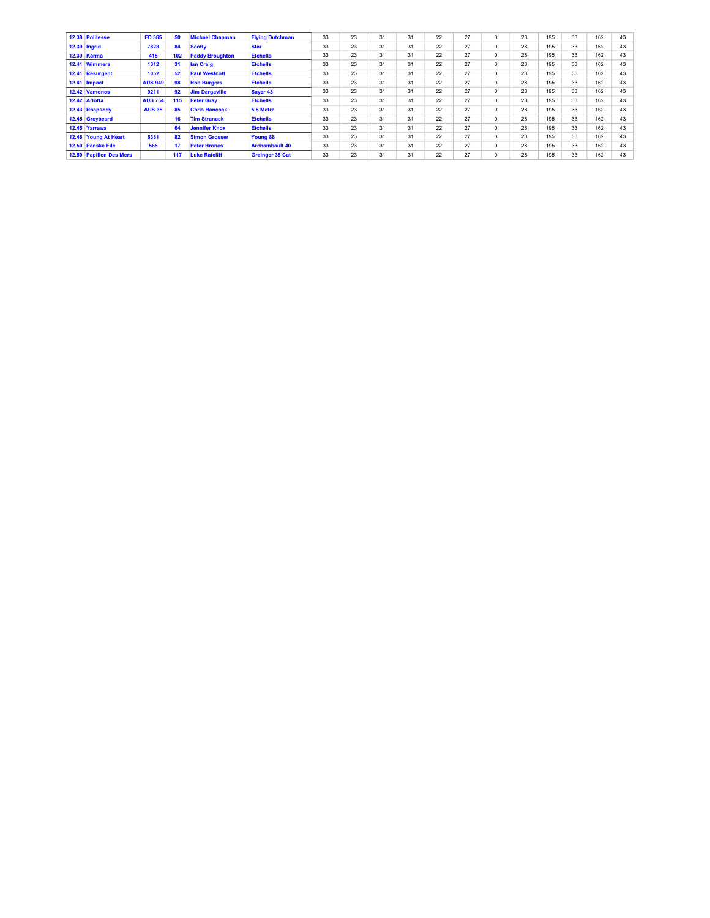| | | | | | | | | | | | | | | | | | | |
|---|---|---|---|---|---|---|---|---|---|---|---|---|---|---|---|---|---|---|
| 12.38 | Politesse | FD 365 | 50 | Michael Chapman | Flying Dutchman | 33 | 23 | 31 | 31 | 22 | 27 | 0 | 28 | 195 | 33 | 162 | 43 |
| 12.39 | Ingrid | 7828 | 84 | Scotty | Star | 33 | 23 | 31 | 31 | 22 | 27 | 0 | 28 | 195 | 33 | 162 | 43 |
| 12.39 | Karma | 415 | 102 | Paddy Broughton | Etchells | 33 | 23 | 31 | 31 | 22 | 27 | 0 | 28 | 195 | 33 | 162 | 43 |
| 12.41 | Wimmera | 1312 | 31 | Ian Craig | Etchells | 33 | 23 | 31 | 31 | 22 | 27 | 0 | 28 | 195 | 33 | 162 | 43 |
| 12.41 | Resurgent | 1052 | 52 | Paul Westcott | Etchells | 33 | 23 | 31 | 31 | 22 | 27 | 0 | 28 | 195 | 33 | 162 | 43 |
| 12.41 | Impact | AUS 949 | 98 | Rob Burgers | Etchells | 33 | 23 | 31 | 31 | 22 | 27 | 0 | 28 | 195 | 33 | 162 | 43 |
| 12.42 | Vamonos | 9211 | 92 | Jim Dargaville | Sayer 43 | 33 | 23 | 31 | 31 | 22 | 27 | 0 | 28 | 195 | 33 | 162 | 43 |
| 12.42 | Arlotta | AUS 754 | 115 | Peter Gray | Etchells | 33 | 23 | 31 | 31 | 22 | 27 | 0 | 28 | 195 | 33 | 162 | 43 |
| 12.43 | Rhapsody | AUS 35 | 85 | Chris Hancock | 5.5 Metre | 33 | 23 | 31 | 31 | 22 | 27 | 0 | 28 | 195 | 33 | 162 | 43 |
| 12.45 | Greybeard | | 16 | Tim Stranack | Etchells | 33 | 23 | 31 | 31 | 22 | 27 | 0 | 28 | 195 | 33 | 162 | 43 |
| 12.45 | Yarrawa | | 64 | Jennifer Knox | Etchells | 33 | 23 | 31 | 31 | 22 | 27 | 0 | 28 | 195 | 33 | 162 | 43 |
| 12.46 | Young At Heart | 6381 | 82 | Simon Grosser | Young 88 | 33 | 23 | 31 | 31 | 22 | 27 | 0 | 28 | 195 | 33 | 162 | 43 |
| 12.50 | Penske File | 565 | 17 | Peter Hrones | Archambault 40 | 33 | 23 | 31 | 31 | 22 | 27 | 0 | 28 | 195 | 33 | 162 | 43 |
| 12.50 | Papillon Des Mers | | 117 | Luke Ratcliff | Grainger 38 Cat | 33 | 23 | 31 | 31 | 22 | 27 | 0 | 28 | 195 | 33 | 162 | 43 |